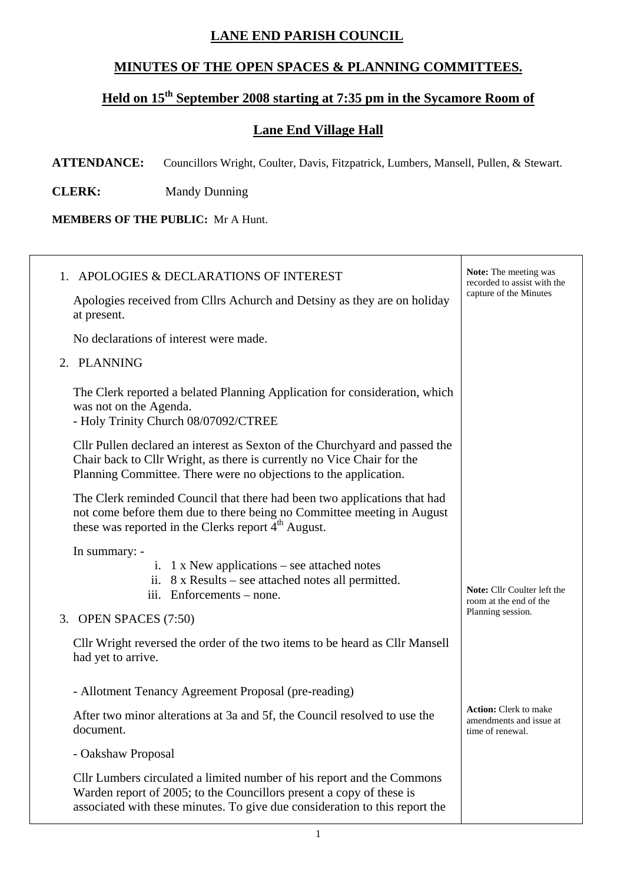# LANE END PARISH COUNCIL

## MINUTES OF THE OPEN SPACES & PLANNING COMMITTEES.

## Held on 15th September 2008 starting at 7:35 pm in the Sycamore Room of Lane End Village Hall

**ATTENDANCE:** Councillors Wright, Coulter, Davis, Fitzpatrick, Lumbers, Mansell, Pullen, & Stewart.

**CLERK:** Mandy Dunning

**MEMBERS OF THE PUBLIC:** Mr A Hunt.

**Note:** The meeting was recorded to assist with the capture of the Minutes

1. APOLOGIES & DECLARATIONS OF INTEREST

   Apologies received from Cllrs Achurch and Detsiny as they are on holiday at present.

   No declarations of interest were made.

2. PLANNING

   The Clerk reported a belated Planning Application for consideration, which was not on the Agenda.
   - Holy Trinity Church 08/07092/CTREE

   Cllr Pullen declared an interest as Sexton of the Churchyard and passed the Chair back to Cllr Wright, as there is currently no Vice Chair for the Planning Committee. There were no objections to the application.

   The Clerk reminded Council that there had been two applications that had not come before them due to there being no Committee meeting in August these was reported in the Clerks report 4th August.

   In summary: -
   i. 1 x New applications – see attached notes
   ii. 8 x Results – see attached notes all permitted.
   iii. Enforcements – none.

   **Note:** Cllr Coulter left the room at the end of the Planning session.

3. OPEN SPACES (7:50)

   Cllr Wright reversed the order of the two items to be heard as Cllr Mansell had yet to arrive.

   - Allotment Tenancy Agreement Proposal (pre-reading)

   After two minor alterations at 3a and 5f, the Council resolved to use the document.

   **Action:** Clerk to make amendments and issue at time of renewal.

   - Oakshaw Proposal

   Cllr Lumbers circulated a limited number of his report and the Commons Warden report of 2005; to the Councillors present a copy of these is associated with these minutes. To give due consideration to this report the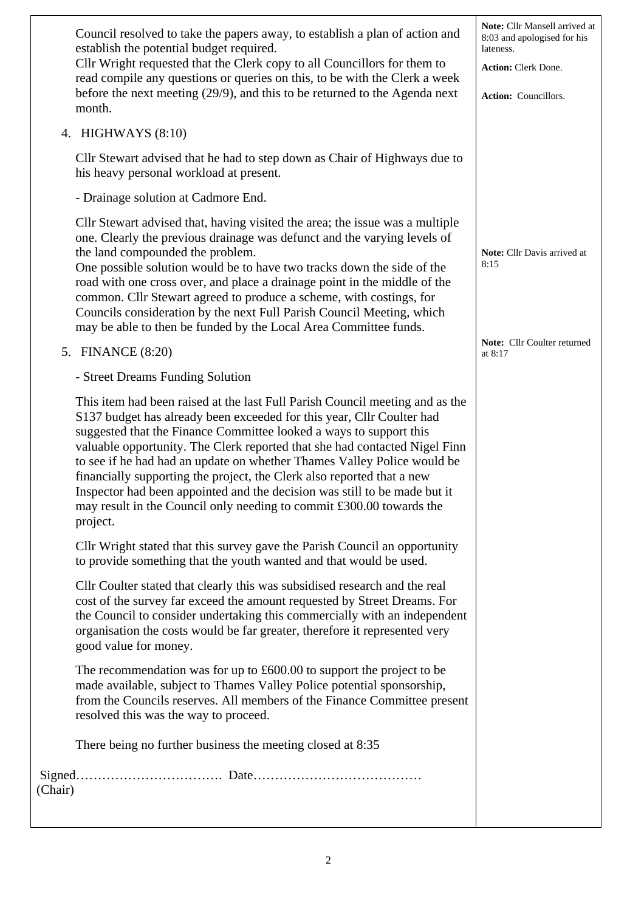Council resolved to take the papers away, to establish a plan of action and establish the potential budget required.
Cllr Wright requested that the Clerk copy to all Councillors for them to read compile any questions or queries on this, to be with the Clerk a week before the next meeting (29/9), and this to be returned to the Agenda next month.

**Note:** Cllr Mansell arrived at 8:03 and apologised for his lateness.

**Action:** Clerk Done.

**Action:** Councillors.

4. HIGHWAYS (8:10)

Cllr Stewart advised that he had to step down as Chair of Highways due to his heavy personal workload at present.

- Drainage solution at Cadmore End.

Cllr Stewart advised that, having visited the area; the issue was a multiple one. Clearly the previous drainage was defunct and the varying levels of the land compounded the problem.
One possible solution would be to have two tracks down the side of the road with one cross over, and place a drainage point in the middle of the common. Cllr Stewart agreed to produce a scheme, with costings, for Councils consideration by the next Full Parish Council Meeting, which may be able to then be funded by the Local Area Committee funds.

**Note:** Cllr Davis arrived at 8:15

**Note:** Cllr Coulter returned at 8:17

5. FINANCE (8:20)

- Street Dreams Funding Solution

This item had been raised at the last Full Parish Council meeting and as the S137 budget has already been exceeded for this year, Cllr Coulter had suggested that the Finance Committee looked a ways to support this valuable opportunity. The Clerk reported that she had contacted Nigel Finn to see if he had had an update on whether Thames Valley Police would be financially supporting the project, the Clerk also reported that a new Inspector had been appointed and the decision was still to be made but it may result in the Council only needing to commit £300.00 towards the project.

Cllr Wright stated that this survey gave the Parish Council an opportunity to provide something that the youth wanted and that would be used.

Cllr Coulter stated that clearly this was subsidised research and the real cost of the survey far exceed the amount requested by Street Dreams. For the Council to consider undertaking this commercially with an independent organisation the costs would be far greater, therefore it represented very good value for money.

The recommendation was for up to £600.00 to support the project to be made available, subject to Thames Valley Police potential sponsorship, from the Councils reserves. All members of the Finance Committee present resolved this was the way to proceed.

There being no further business the meeting closed at 8:35

Signed……………………………. Date…………………………………
(Chair)